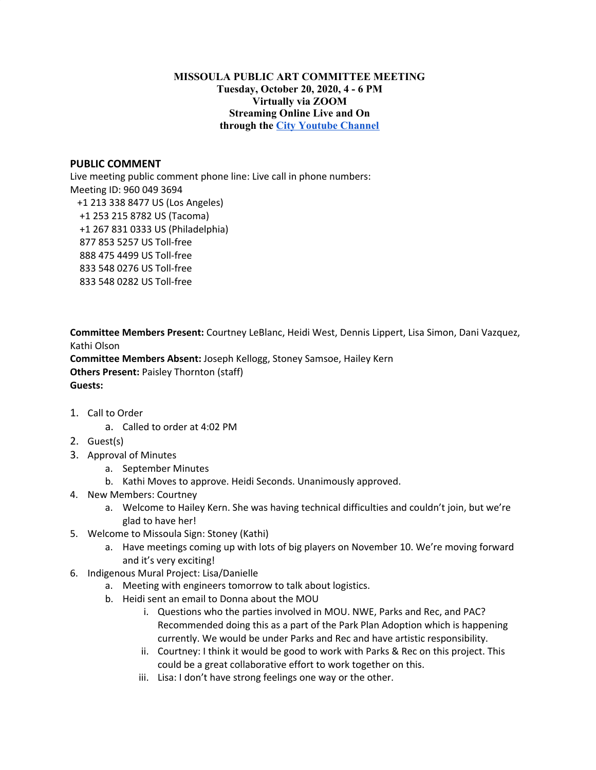**MISSOULA PUBLIC ART COMMITTEE MEETING**
**Tuesday, October 20, 2020, 4 - 6 PM**
**Virtually via ZOOM**
**Streaming Online Live and On**
**through the City Youtube Channel**

## PUBLIC COMMENT

Live meeting public comment phone line: Live call in phone numbers:
Meeting ID: 960 049 3694
+1 213 338 8477 US (Los Angeles)
+1 253 215 8782 US (Tacoma)
+1 267 831 0333 US (Philadelphia)
877 853 5257 US Toll-free
888 475 4499 US Toll-free
833 548 0276 US Toll-free
833 548 0282 US Toll-free

**Committee Members Present:** Courtney LeBlanc, Heidi West, Dennis Lippert, Lisa Simon, Dani Vazquez, Kathi Olson
**Committee Members Absent:** Joseph Kellogg, Stoney Samsoe, Hailey Kern
**Others Present:** Paisley Thornton (staff)
**Guests:**

1. Call to Order
    a. Called to order at 4:02 PM
2. Guest(s)
3. Approval of Minutes
    a. September Minutes
    b. Kathi Moves to approve. Heidi Seconds. Unanimously approved.
4. New Members: Courtney
    a. Welcome to Hailey Kern. She was having technical difficulties and couldn't join, but we're glad to have her!
5. Welcome to Missoula Sign: Stoney (Kathi)
    a. Have meetings coming up with lots of big players on November 10. We're moving forward and it's very exciting!
6. Indigenous Mural Project: Lisa/Danielle
    a. Meeting with engineers tomorrow to talk about logistics.
    b. Heidi sent an email to Donna about the MOU
        i. Questions who the parties involved in MOU. NWE, Parks and Rec, and PAC? Recommended doing this as a part of the Park Plan Adoption which is happening currently. We would be under Parks and Rec and have artistic responsibility.
        ii. Courtney: I think it would be good to work with Parks & Rec on this project. This could be a great collaborative effort to work together on this.
        iii. Lisa: I don't have strong feelings one way or the other.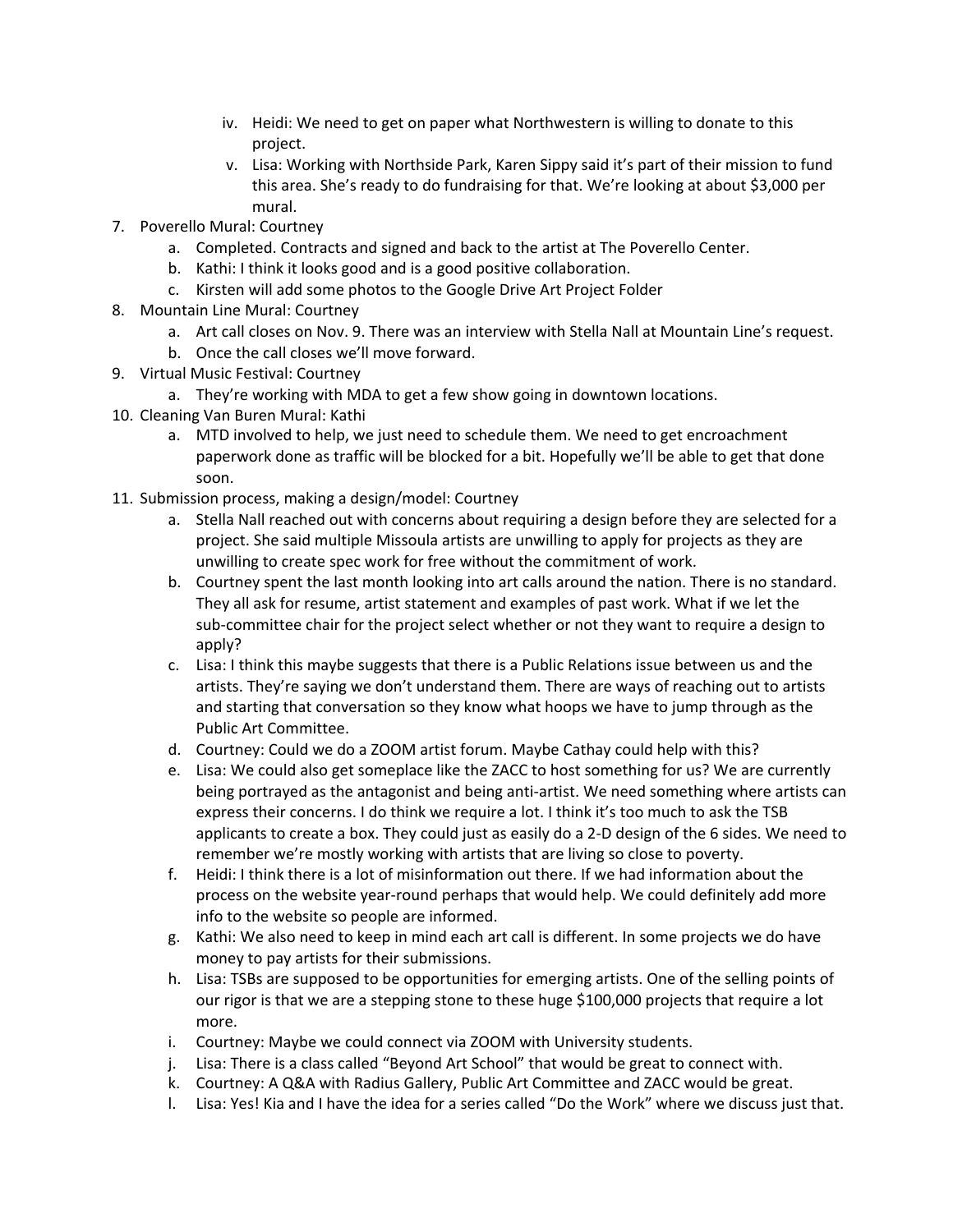iv. Heidi: We need to get on paper what Northwestern is willing to donate to this project.
   v. Lisa: Working with Northside Park, Karen Sippy said it's part of their mission to fund this area. She's ready to do fundraising for that. We're looking at about $3,000 per mural.

7. Poverello Mural: Courtney
   a. Completed. Contracts and signed and back to the artist at The Poverello Center.
   b. Kathi: I think it looks good and is a good positive collaboration.
   c. Kirsten will add some photos to the Google Drive Art Project Folder
8. Mountain Line Mural: Courtney
   a. Art call closes on Nov. 9. There was an interview with Stella Nall at Mountain Line's request.
   b. Once the call closes we'll move forward.
9. Virtual Music Festival: Courtney
   a. They're working with MDA to get a few show going in downtown locations.
10. Cleaning Van Buren Mural: Kathi
    a. MTD involved to help, we just need to schedule them. We need to get encroachment paperwork done as traffic will be blocked for a bit. Hopefully we'll be able to get that done soon.
11. Submission process, making a design/model: Courtney
    a. Stella Nall reached out with concerns about requiring a design before they are selected for a project. She said multiple Missoula artists are unwilling to apply for projects as they are unwilling to create spec work for free without the commitment of work.
    b. Courtney spent the last month looking into art calls around the nation. There is no standard. They all ask for resume, artist statement and examples of past work. What if we let the sub-committee chair for the project select whether or not they want to require a design to apply?
    c. Lisa: I think this maybe suggests that there is a Public Relations issue between us and the artists. They're saying we don't understand them. There are ways of reaching out to artists and starting that conversation so they know what hoops we have to jump through as the Public Art Committee.
    d. Courtney: Could we do a ZOOM artist forum. Maybe Cathay could help with this?
    e. Lisa: We could also get someplace like the ZACC to host something for us? We are currently being portrayed as the antagonist and being anti-artist. We need something where artists can express their concerns. I do think we require a lot. I think it's too much to ask the TSB applicants to create a box. They could just as easily do a 2-D design of the 6 sides. We need to remember we're mostly working with artists that are living so close to poverty.
    f. Heidi: I think there is a lot of misinformation out there. If we had information about the process on the website year-round perhaps that would help. We could definitely add more info to the website so people are informed.
    g. Kathi: We also need to keep in mind each art call is different. In some projects we do have money to pay artists for their submissions.
    h. Lisa: TSBs are supposed to be opportunities for emerging artists. One of the selling points of our rigor is that we are a stepping stone to these huge $100,000 projects that require a lot more.
    i. Courtney: Maybe we could connect via ZOOM with University students.
    j. Lisa: There is a class called "Beyond Art School" that would be great to connect with.
    k. Courtney: A Q&A with Radius Gallery, Public Art Committee and ZACC would be great.
    l. Lisa: Yes! Kia and I have the idea for a series called "Do the Work" where we discuss just that.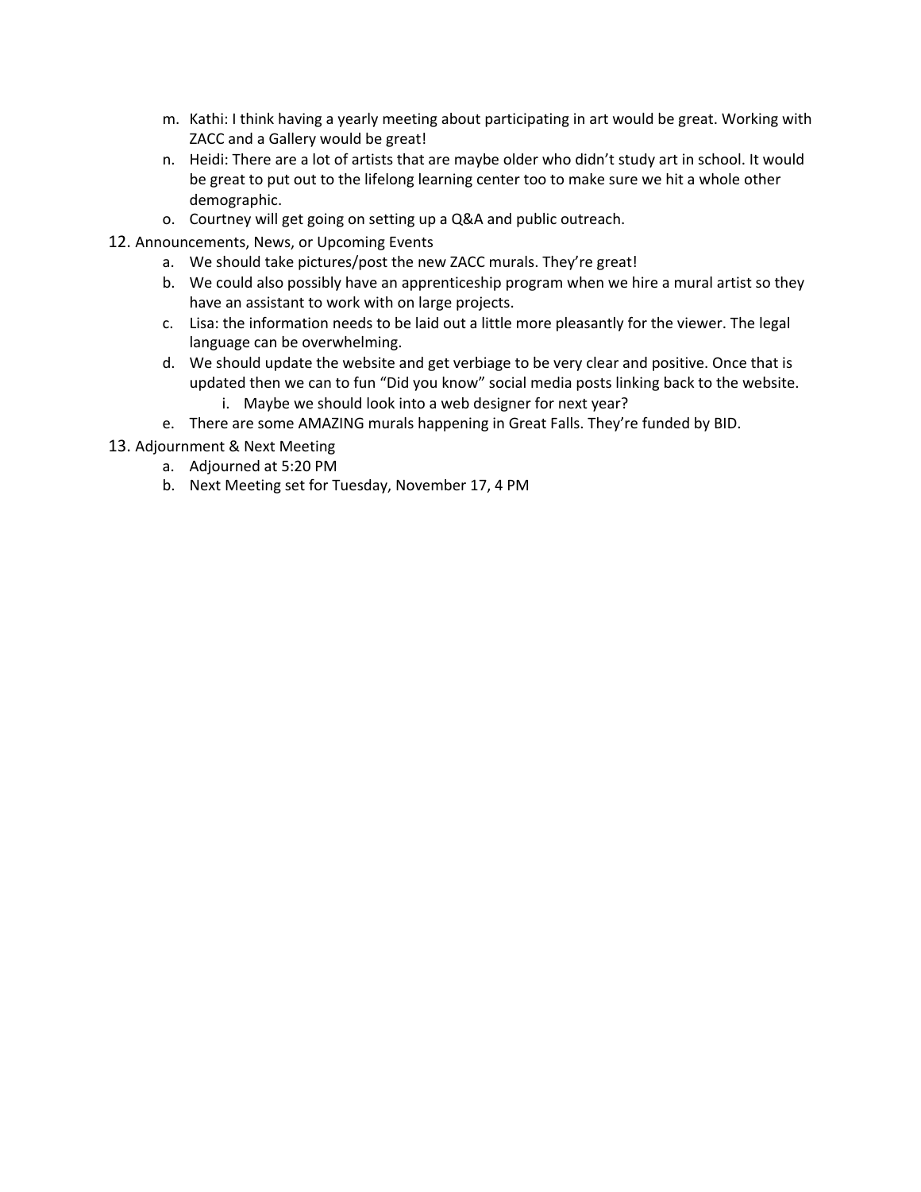- m. Kathi: I think having a yearly meeting about participating in art would be great. Working with ZACC and a Gallery would be great!
- n. Heidi: There are a lot of artists that are maybe older who didn't study art in school. It would be great to put out to the lifelong learning center too to make sure we hit a whole other demographic.
- o. Courtney will get going on setting up a Q&A and public outreach.

12. Announcements, News, or Upcoming Events
    - a. We should take pictures/post the new ZACC murals. They're great!
    - b. We could also possibly have an apprenticeship program when we hire a mural artist so they have an assistant to work with on large projects.
    - c. Lisa: the information needs to be laid out a little more pleasantly for the viewer. The legal language can be overwhelming.
    - d. We should update the website and get verbiage to be very clear and positive. Once that is updated then we can to fun "Did you know" social media posts linking back to the website.
        - i. Maybe we should look into a web designer for next year?
    - e. There are some AMAZING murals happening in Great Falls. They're funded by BID.
13. Adjournment & Next Meeting
    - a. Adjourned at 5:20 PM
    - b. Next Meeting set for Tuesday, November 17, 4 PM